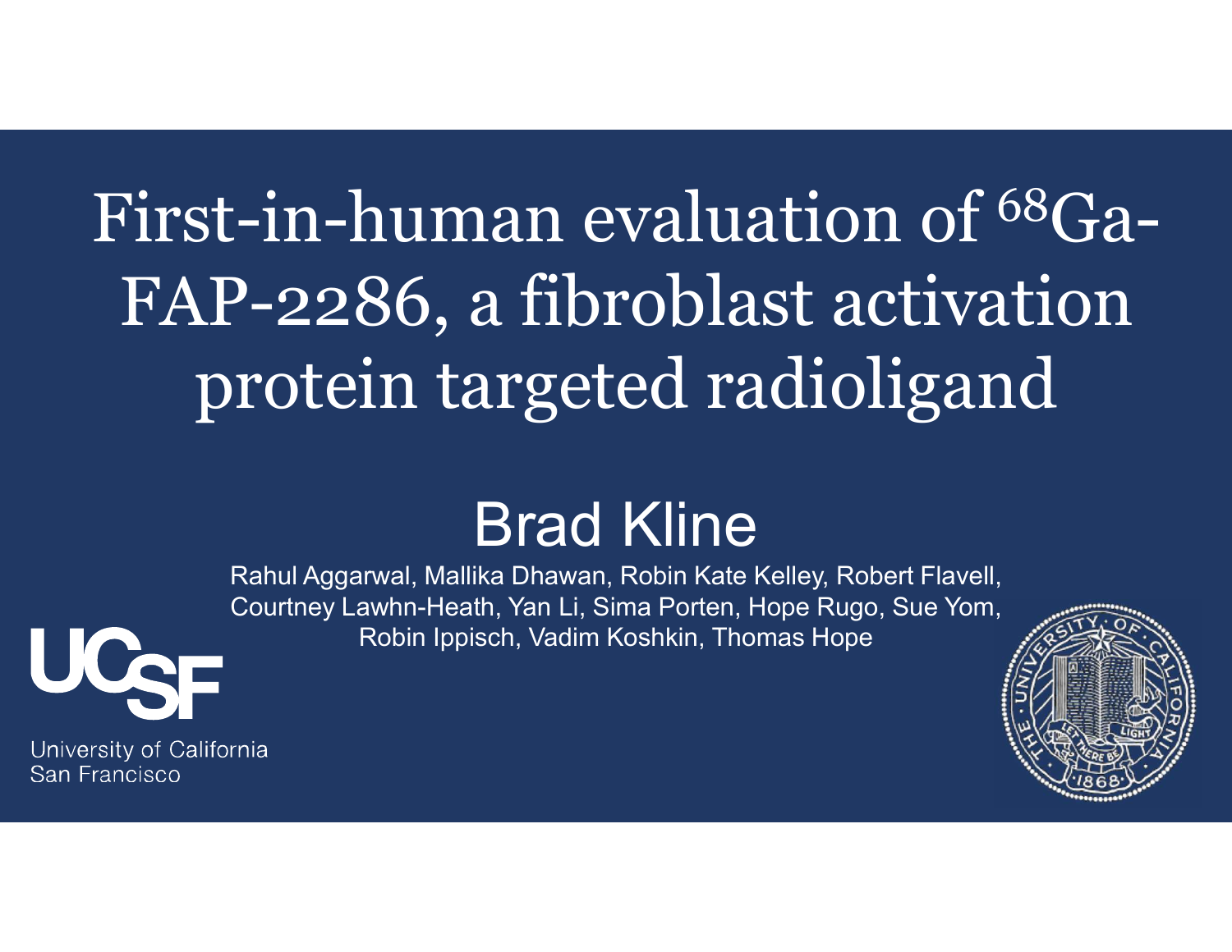# First-in-human evaluation of $^{68}$Ga-FAP-2286, a fibroblast activation protein targeted radioligand

## Brad Kline

Rahul Aggarwal, Mallika Dhawan, Robin Kate Kelley, Robert Flavell, Courtney Lawhn-Heath, Yan Li, Sima Porten, Hope Rugo, Sue Yom, Robin Ippisch, Vadim Koshkin, Thomas Hope

UCSF

University of California San Francisco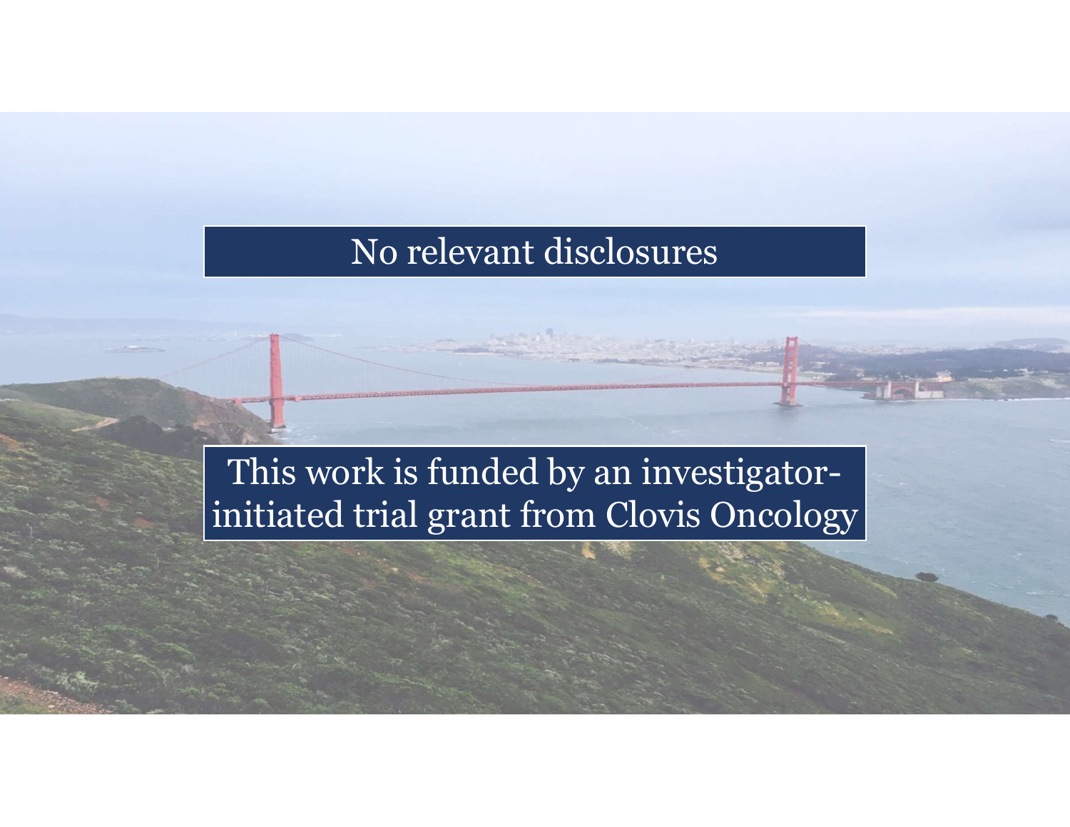No relevant disclosures

This work is funded by an investigator-initiated trial grant from Clovis Oncology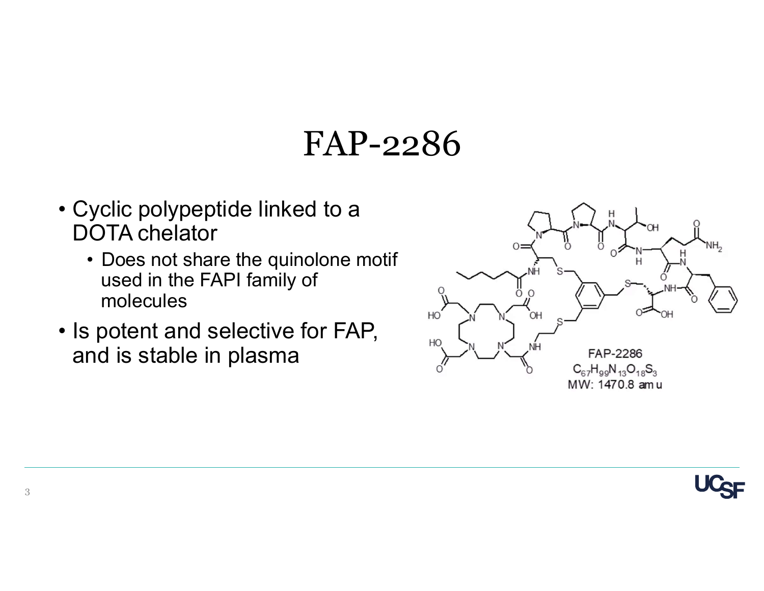# FAP-2286

- Cyclic polypeptide linked to a DOTA chelator
  - Does not share the quinolone motif used in the FAPI family of molecules
- Is potent and selective for FAP, and is stable in plasma

FAP-2286

$C_{67}H_{99}N_{13}O_{18}S_3$

MW: 1470.8 amu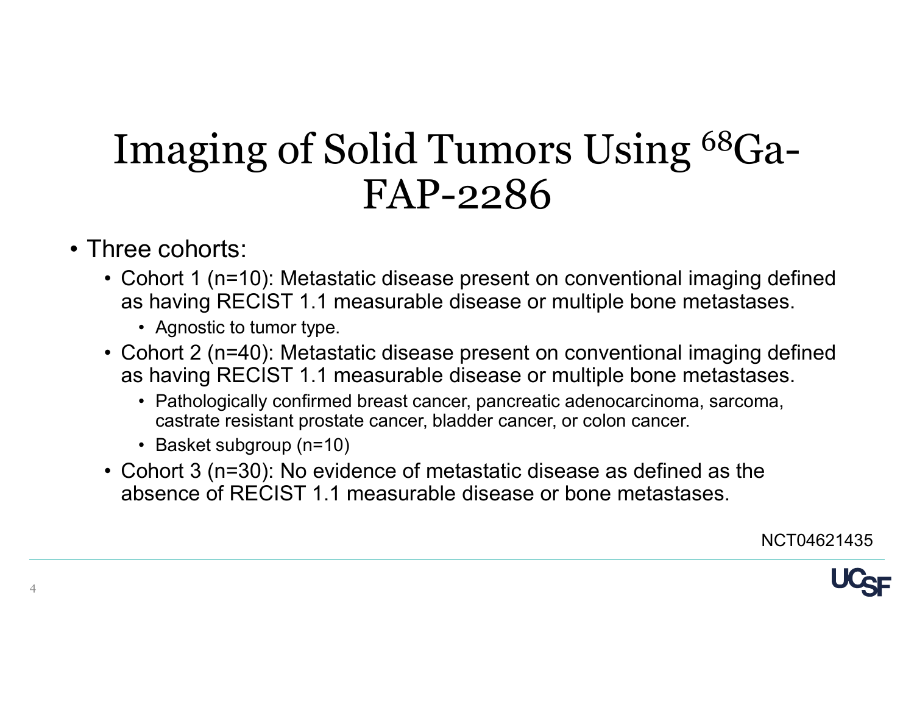# Imaging of Solid Tumors Using $^{68}$Ga-FAP-2286

- Three cohorts:
  - Cohort 1 (n=10): Metastatic disease present on conventional imaging defined as having RECIST 1.1 measurable disease or multiple bone metastases.
    - Agnostic to tumor type.
  - Cohort 2 (n=40): Metastatic disease present on conventional imaging defined as having RECIST 1.1 measurable disease or multiple bone metastases.
    - Pathologically confirmed breast cancer, pancreatic adenocarcinoma, sarcoma, castrate resistant prostate cancer, bladder cancer, or colon cancer.
    - Basket subgroup (n=10)
  - Cohort 3 (n=30): No evidence of metastatic disease as defined as the absence of RECIST 1.1 measurable disease or bone metastases.

NCT04621435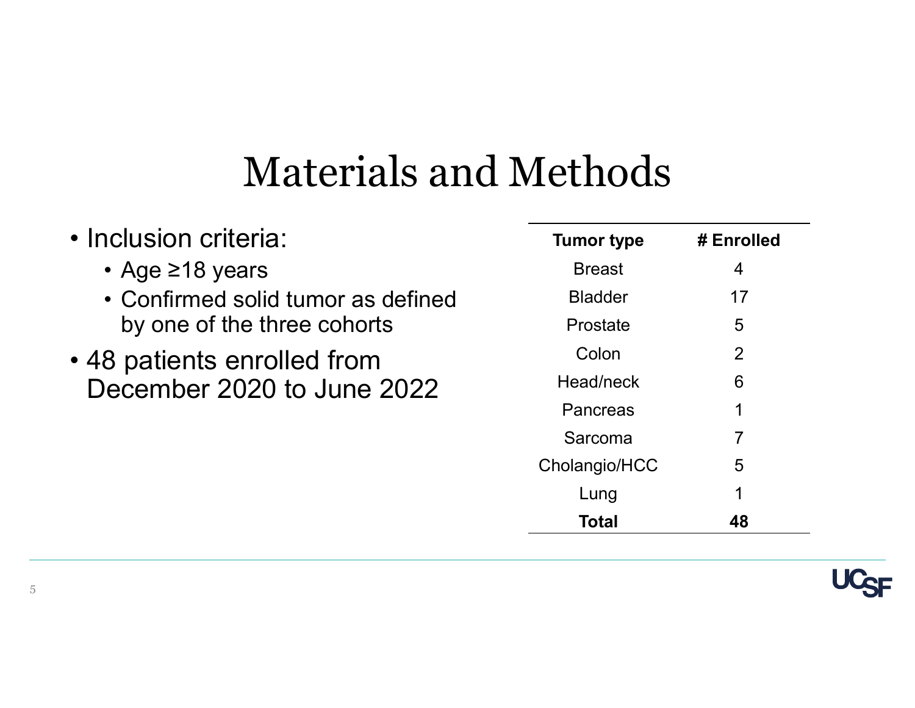# Materials and Methods

- Inclusion criteria:
  - Age ≥18 years
  - Confirmed solid tumor as defined by one of the three cohorts
- 48 patients enrolled from December 2020 to June 2022

| Tumor type | # Enrolled |
|---|---|
| Breast | 4 |
| Bladder | 17 |
| Prostate | 5 |
| Colon | 2 |
| Head/neck | 6 |
| Pancreas | 1 |
| Sarcoma | 7 |
| Cholangio/HCC | 5 |
| Lung | 1 |
| **Total** | **48** |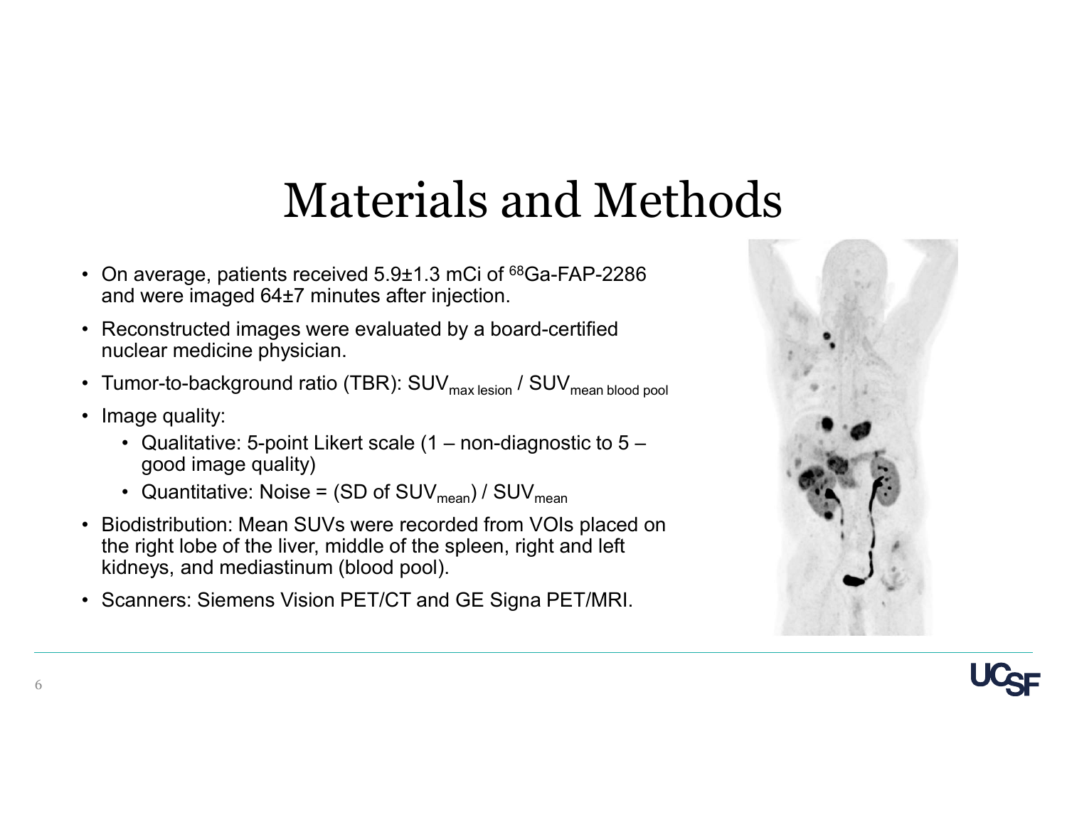# Materials and Methods

- On average, patients received 5.9±1.3 mCi of $^{68}$Ga-FAP-2286 and were imaged 64±7 minutes after injection.
- Reconstructed images were evaluated by a board-certified nuclear medicine physician.
- Tumor-to-background ratio (TBR): $SUV_{max\ lesion}$ / $SUV_{mean\ blood\ pool}$
- Image quality:
  - Qualitative: 5-point Likert scale (1 – non-diagnostic to 5 – good image quality)
  - Quantitative: Noise = (SD of $SUV_{mean}$) / $SUV_{mean}$
- Biodistribution: Mean SUVs were recorded from VOIs placed on the right lobe of the liver, middle of the spleen, right and left kidneys, and mediastinum (blood pool).
- Scanners: Siemens Vision PET/CT and GE Signa PET/MRI.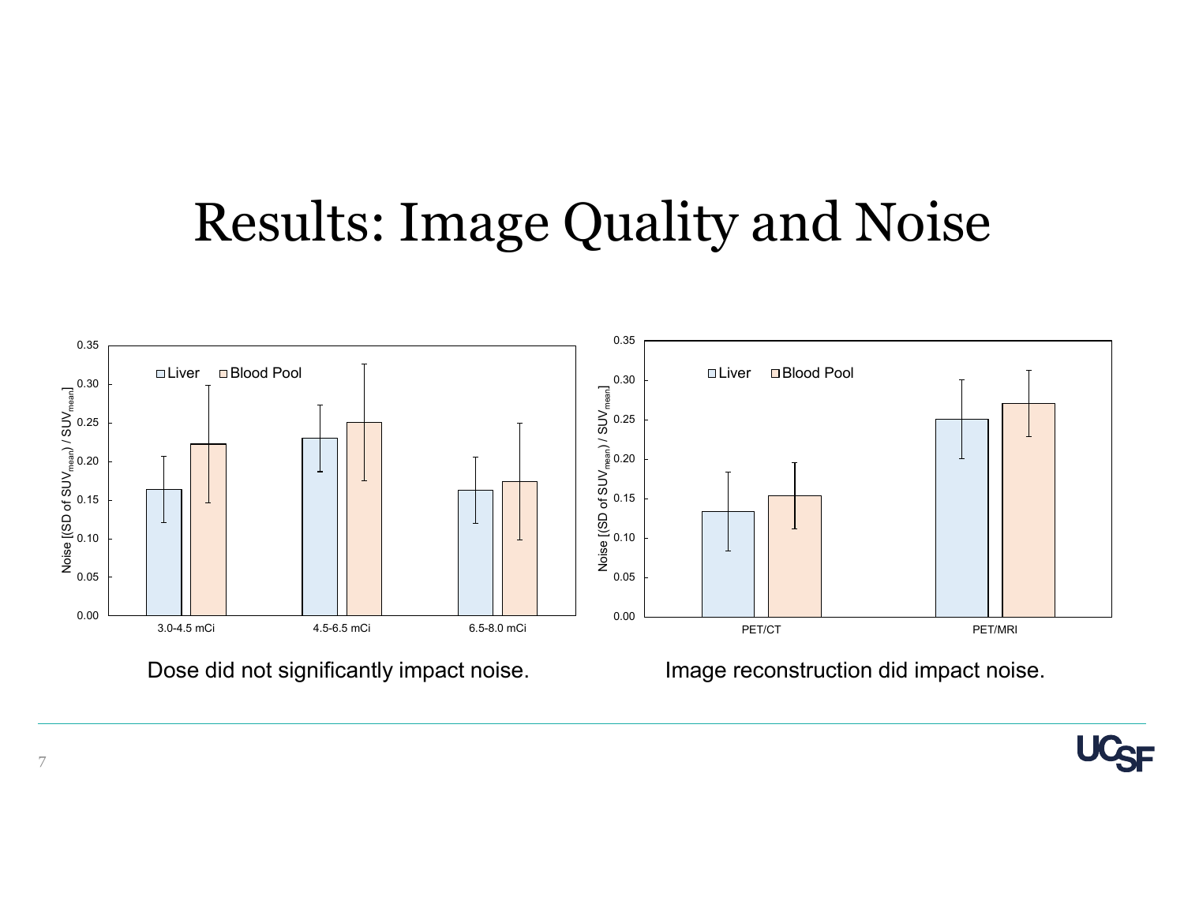# Results: Image Quality and Noise

Dose did not significantly impact noise.

Image reconstruction did impact noise.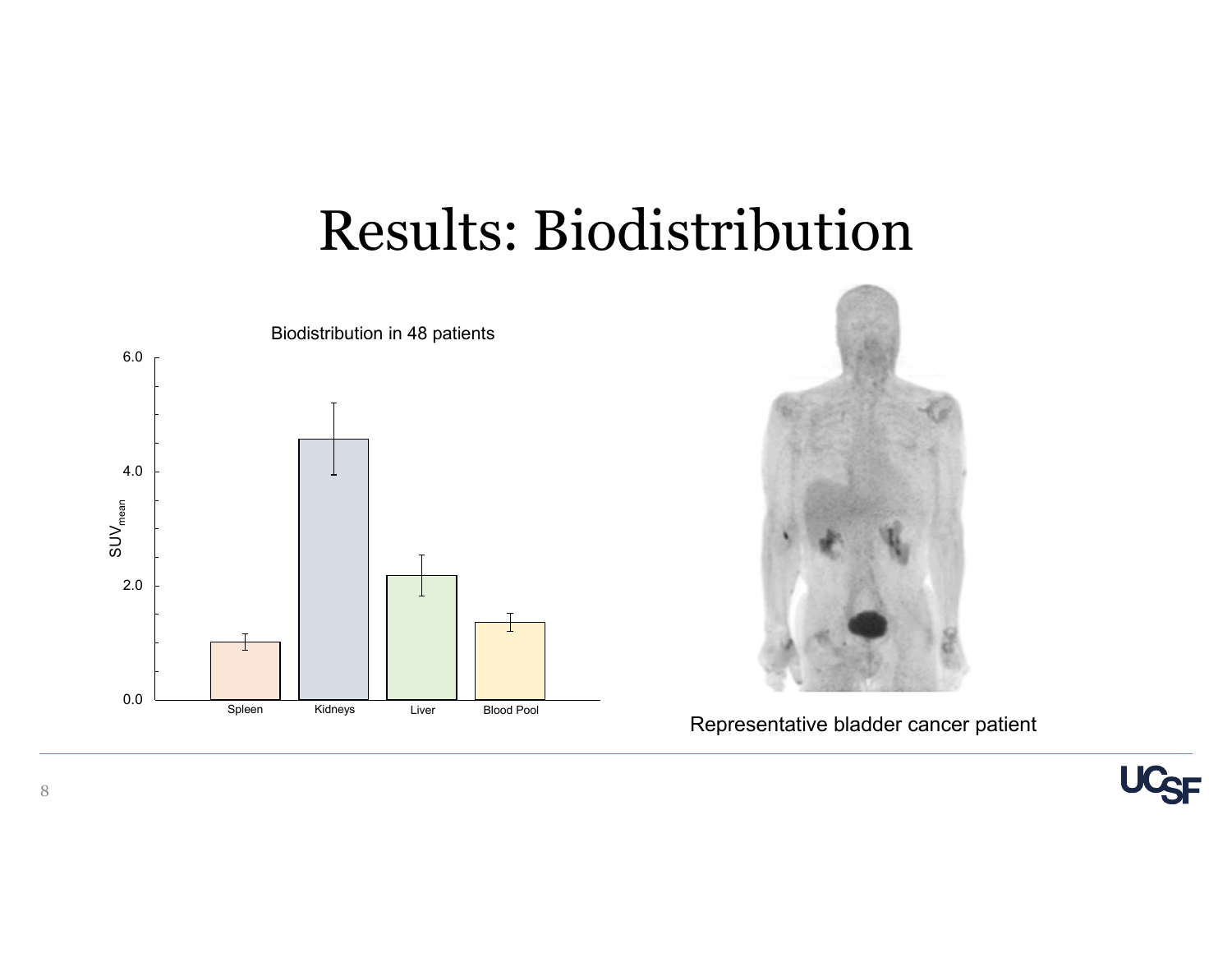# Results: Biodistribution

Biodistribution in 48 patients

$SUV_{mean}$

6.0

4.0

2.0

0.0

Spleen Kidneys Liver Blood Pool

Representative bladder cancer patient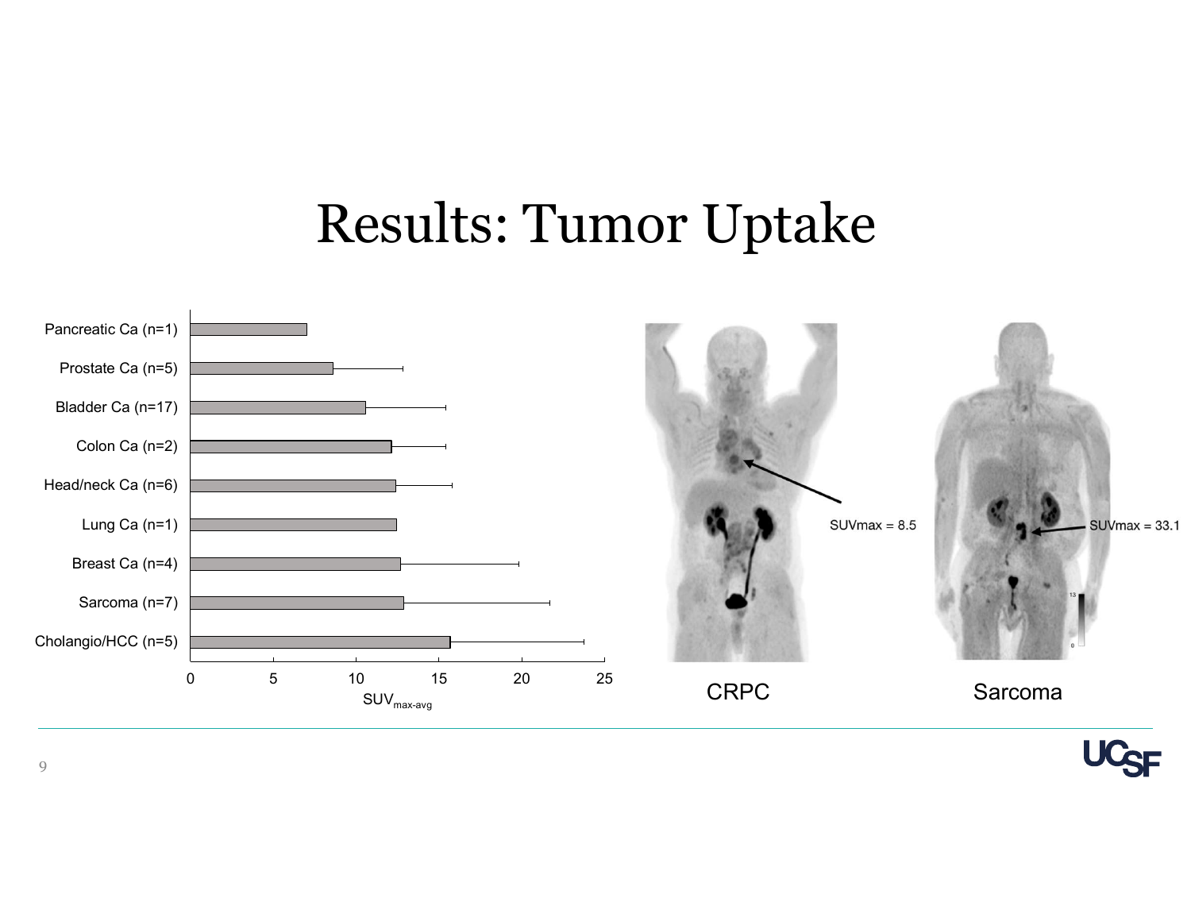# Results: Tumor Uptake

Pancreatic Ca (n=1)

Prostate Ca (n=5)

Bladder Ca (n=17)

Colon Ca (n=2)

Head/neck Ca (n=6)

Lung Ca (n=1)

Breast Ca (n=4)

Sarcoma (n=7)

Cholangio/HCC (n=5)

0 5 10 15 20 25

$SUV_{max\text{-}avg}$

SUVmax = 8.5

SUVmax = 33.1

CRPC

Sarcoma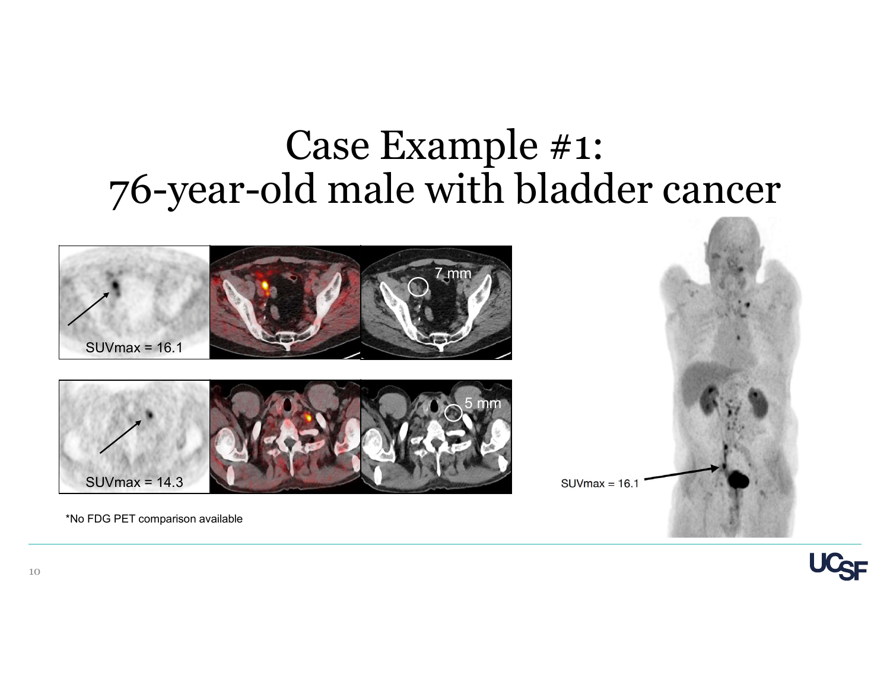# Case Example #1: 76-year-old male with bladder cancer

SUVmax = 16.1

7 mm

SUVmax = 14.3

5 mm

SUVmax = 16.1

*No FDG PET comparison available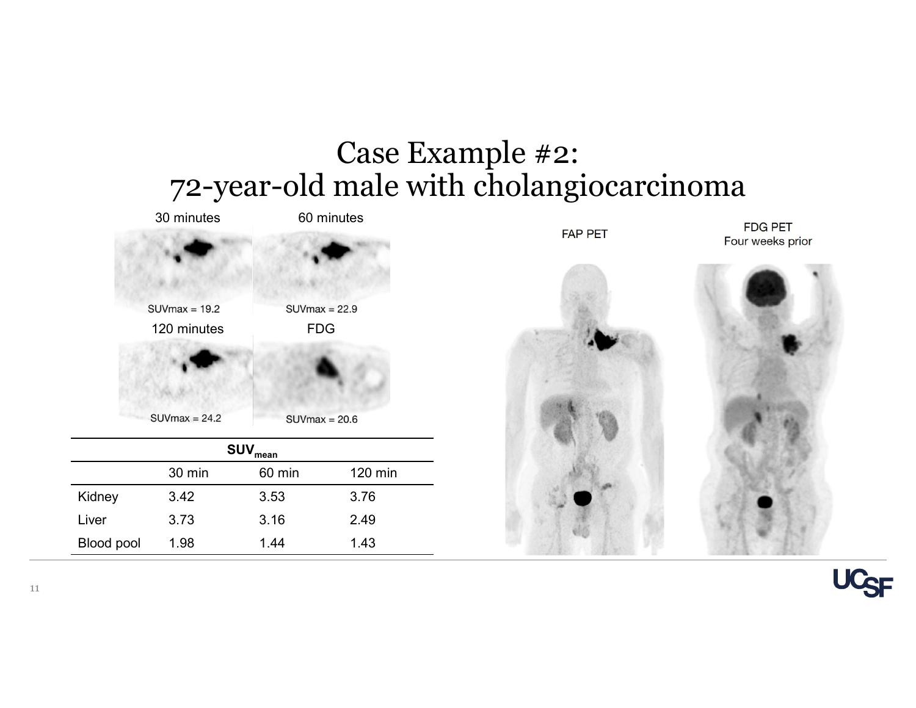# Case Example #2: 72-year-old male with cholangiocarcinoma

30 minutes — SUVmax = 19.2

60 minutes — SUVmax = 22.9

120 minutes — SUVmax = 24.2

FDG — SUVmax = 20.6

| $SUV_{mean}$ | | | |
|---|---|---|---|
| | 30 min | 60 min | 120 min |
| Kidney | 3.42 | 3.53 | 3.76 |
| Liver | 3.73 | 3.16 | 2.49 |
| Blood pool | 1.98 | 1.44 | 1.43 |

FAP PET

FDG PET
Four weeks prior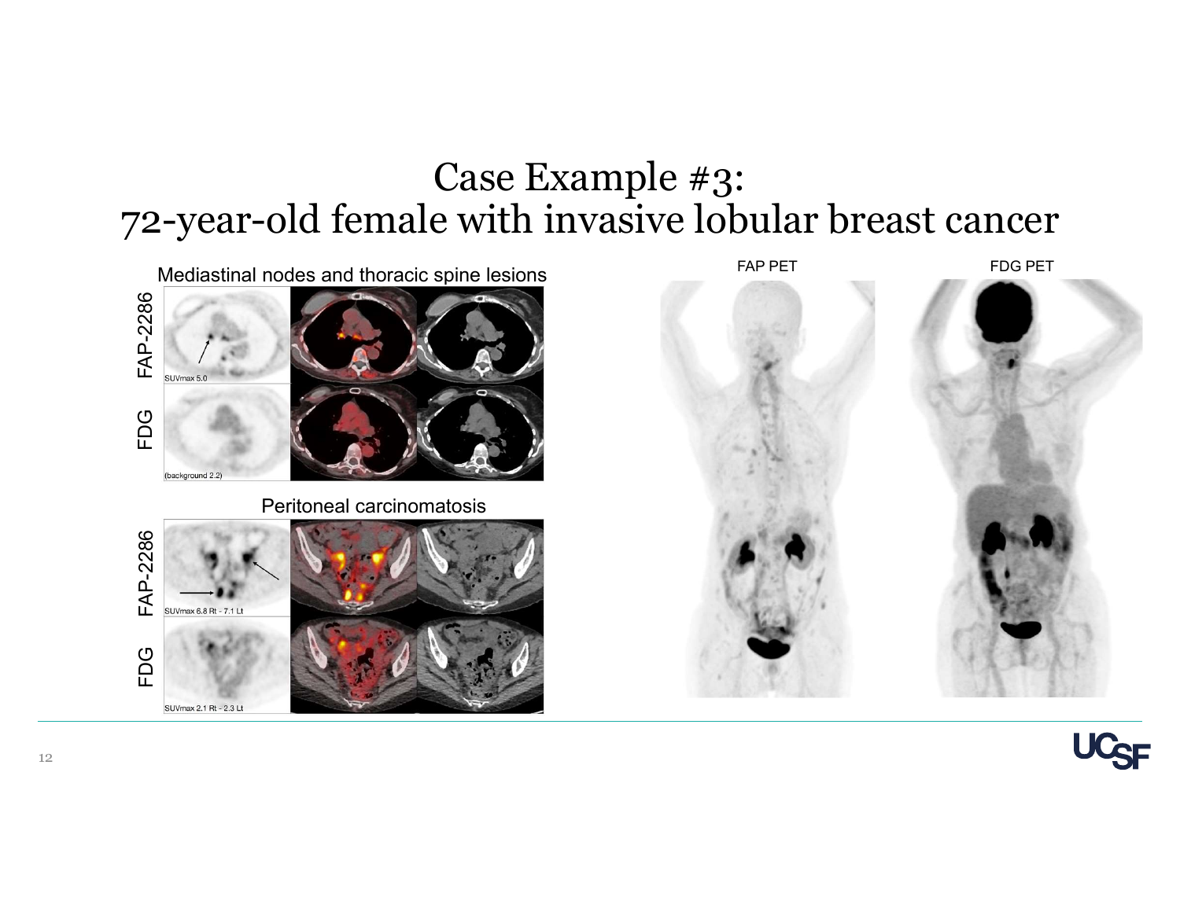# Case Example #3:
# 72-year-old female with invasive lobular breast cancer

Mediastinal nodes and thoracic spine lesions

FAP-2286

SUVmax 5.0

FDG

(background 2.2)

Peritoneal carcinomatosis

FAP-2286

SUVmax 6.8 Rt - 7.1 Lt

FDG

SUVmax 2.1 Rt - 2.3 Lt

FAP PET

FDG PET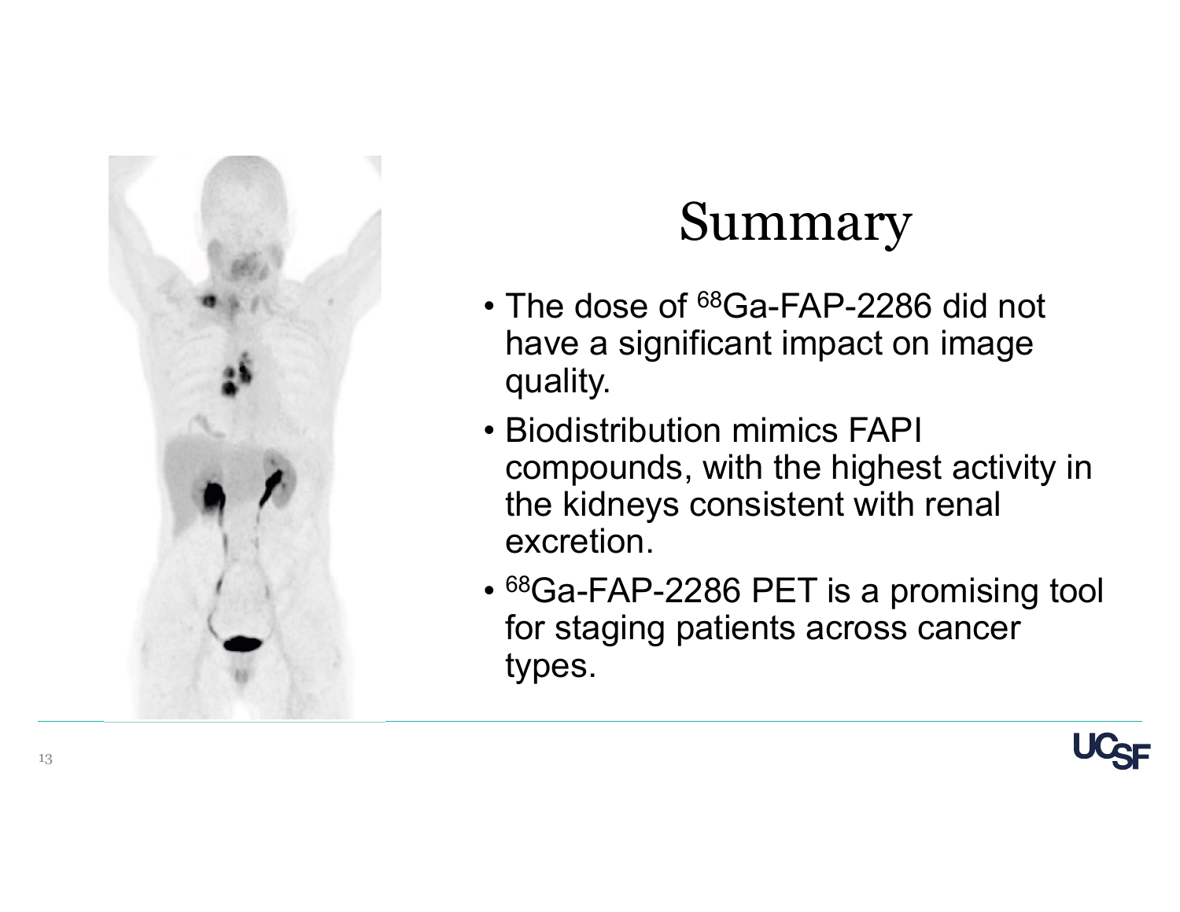# Summary

- The dose of $^{68}$Ga-FAP-2286 did not have a significant impact on image quality.
- Biodistribution mimics FAPI compounds, with the highest activity in the kidneys consistent with renal excretion.
- $^{68}$Ga-FAP-2286 PET is a promising tool for staging patients across cancer types.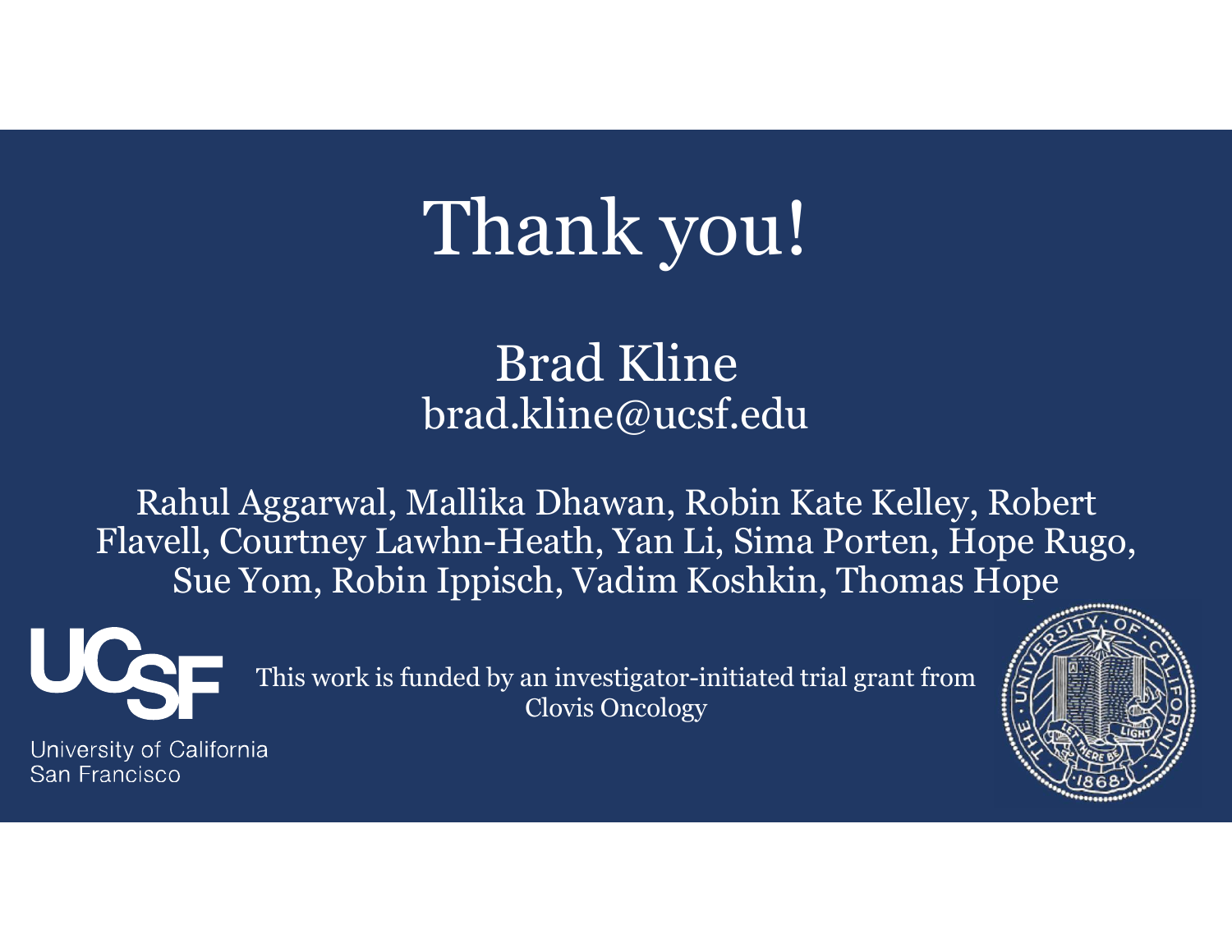# Thank you!

Brad Kline
brad.kline@ucsf.edu

Rahul Aggarwal, Mallika Dhawan, Robin Kate Kelley, Robert Flavell, Courtney Lawhn-Heath, Yan Li, Sima Porten, Hope Rugo, Sue Yom, Robin Ippisch, Vadim Koshkin, Thomas Hope

UCSF
University of California
San Francisco

This work is funded by an investigator-initiated trial grant from Clovis Oncology